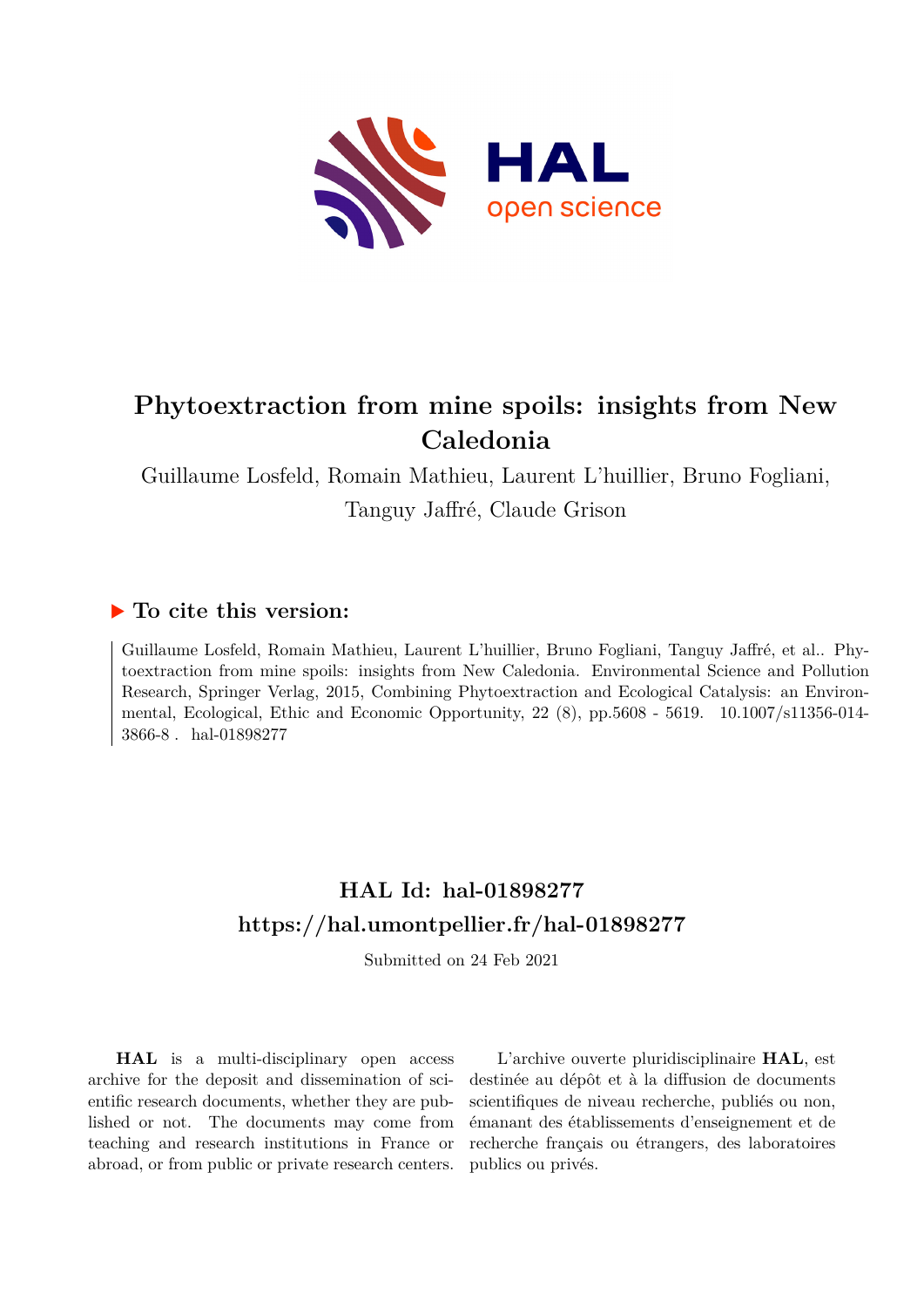# Phytoextraction from mine spoils: insights from New Caledonia

Guillaume Losfeld, Romain Mathieu, Laurent L'huillier, Bruno Fogliani, Tanguy Jaffré, Claude Grison

## ▶ To cite this version:

Guillaume Losfeld, Romain Mathieu, Laurent L'huillier, Bruno Fogliani, Tanguy Jaffré, et al.. Phytoextraction from mine spoils: insights from New Caledonia. Environmental Science and Pollution Research, Springer Verlag, 2015, Combining Phytoextraction and Ecological Catalysis: an Environmental, Ecological, Ethic and Economic Opportunity, 22 (8), pp.5608 - 5619. 10.1007/s11356-014-3866-8 . hal-01898277

## HAL Id: hal-01898277
## https://hal.umontpellier.fr/hal-01898277

Submitted on 24 Feb 2021

**HAL** is a multi-disciplinary open access archive for the deposit and dissemination of scientific research documents, whether they are published or not. The documents may come from teaching and research institutions in France or abroad, or from public or private research centers.

L'archive ouverte pluridisciplinaire **HAL**, est destinée au dépôt et à la diffusion de documents scientifiques de niveau recherche, publiés ou non, émanant des établissements d'enseignement et de recherche français ou étrangers, des laboratoires publics ou privés.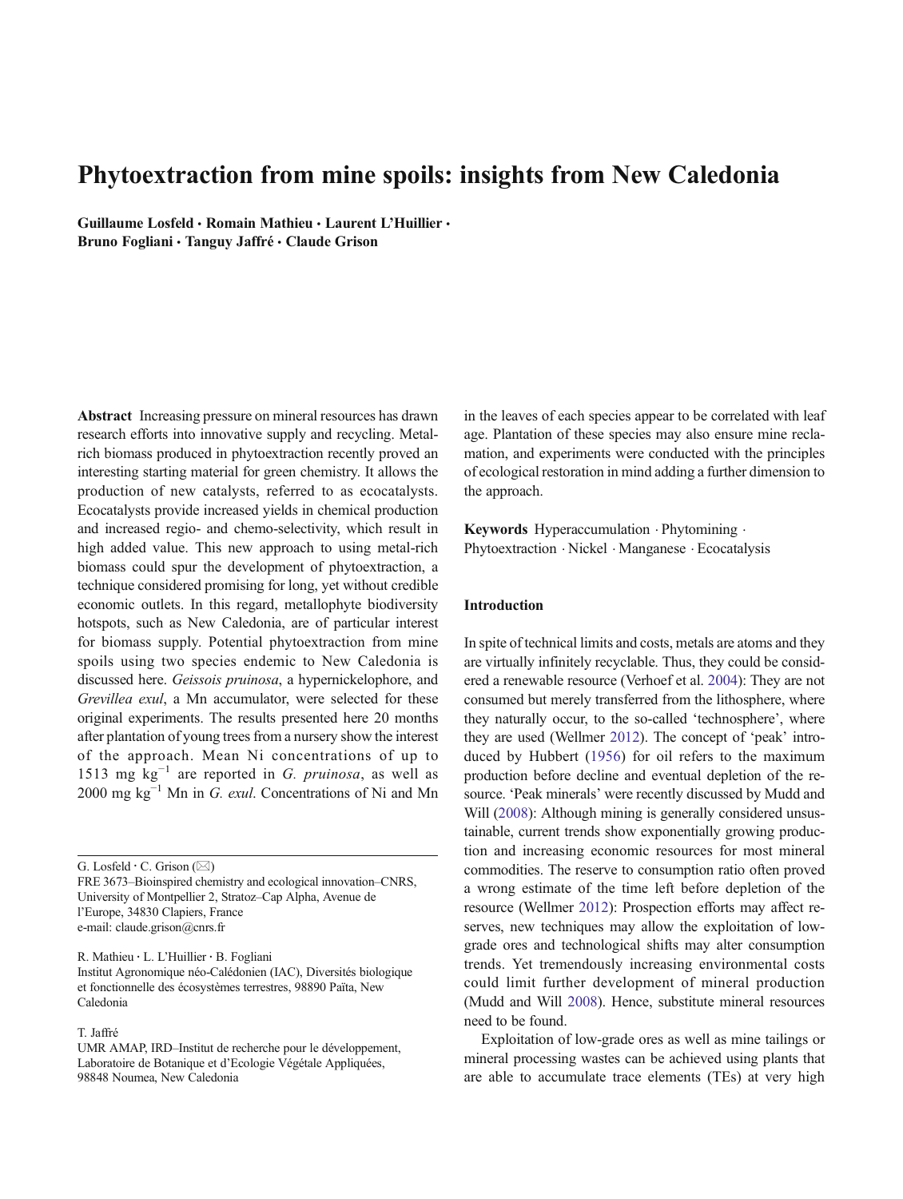# Phytoextraction from mine spoils: insights from New Caledonia

**Guillaume Losfeld · Romain Mathieu · Laurent L'Huillier · Bruno Fogliani · Tanguy Jaffré · Claude Grison**

**Abstract** Increasing pressure on mineral resources has drawn research efforts into innovative supply and recycling. Metal-rich biomass produced in phytoextraction recently proved an interesting starting material for green chemistry. It allows the production of new catalysts, referred to as ecocatalysts. Ecocatalysts provide increased yields in chemical production and increased regio- and chemo-selectivity, which result in high added value. This new approach to using metal-rich biomass could spur the development of phytoextraction, a technique considered promising for long, yet without credible economic outlets. In this regard, metallophyte biodiversity hotspots, such as New Caledonia, are of particular interest for biomass supply. Potential phytoextraction from mine spoils using two species endemic to New Caledonia is discussed here. *Geissois pruinosa*, a hypernickelophore, and *Grevillea exul*, a Mn accumulator, were selected for these original experiments. The results presented here 20 months after plantation of young trees from a nursery show the interest of the approach. Mean Ni concentrations of up to 1513 mg $kg^{-1}$ are reported in *G. pruinosa*, as well as 2000 mg $kg^{-1}$ Mn in *G. exul*. Concentrations of Ni and Mn in the leaves of each species appear to be correlated with leaf age. Plantation of these species may also ensure mine reclamation, and experiments were conducted with the principles of ecological restoration in mind adding a further dimension to the approach.

**Keywords** Hyperaccumulation · Phytomining · Phytoextraction · Nickel · Manganese · Ecocatalysis

G. Losfeld · C. Grison (✉)
FRE 3673–Bioinspired chemistry and ecological innovation–CNRS, University of Montpellier 2, Stratoz–Cap Alpha, Avenue de l'Europe, 34830 Clapiers, France
e-mail: claude.grison@cnrs.fr

R. Mathieu · L. L'Huillier · B. Fogliani
Institut Agronomique néo-Calédonien (IAC), Diversités biologique et fonctionnelle des écosystèmes terrestres, 98890 Païta, New Caledonia

T. Jaffré
UMR AMAP, IRD–Institut de recherche pour le développement, Laboratoire de Botanique et d'Ecologie Végétale Appliquées, 98848 Noumea, New Caledonia

## Introduction

In spite of technical limits and costs, metals are atoms and they are virtually infinitely recyclable. Thus, they could be considered a renewable resource (Verhoef et al. 2004): They are not consumed but merely transferred from the lithosphere, where they naturally occur, to the so-called 'technosphere', where they are used (Wellmer 2012). The concept of 'peak' introduced by Hubbert (1956) for oil refers to the maximum production before decline and eventual depletion of the resource. 'Peak minerals' were recently discussed by Mudd and Will (2008): Although mining is generally considered unsustainable, current trends show exponentially growing production and increasing economic resources for most mineral commodities. The reserve to consumption ratio often proved a wrong estimate of the time left before depletion of the resource (Wellmer 2012): Prospection efforts may affect reserves, new techniques may allow the exploitation of low-grade ores and technological shifts may alter consumption trends. Yet tremendously increasing environmental costs could limit further development of mineral production (Mudd and Will 2008). Hence, substitute mineral resources need to be found.

Exploitation of low-grade ores as well as mine tailings or mineral processing wastes can be achieved using plants that are able to accumulate trace elements (TEs) at very high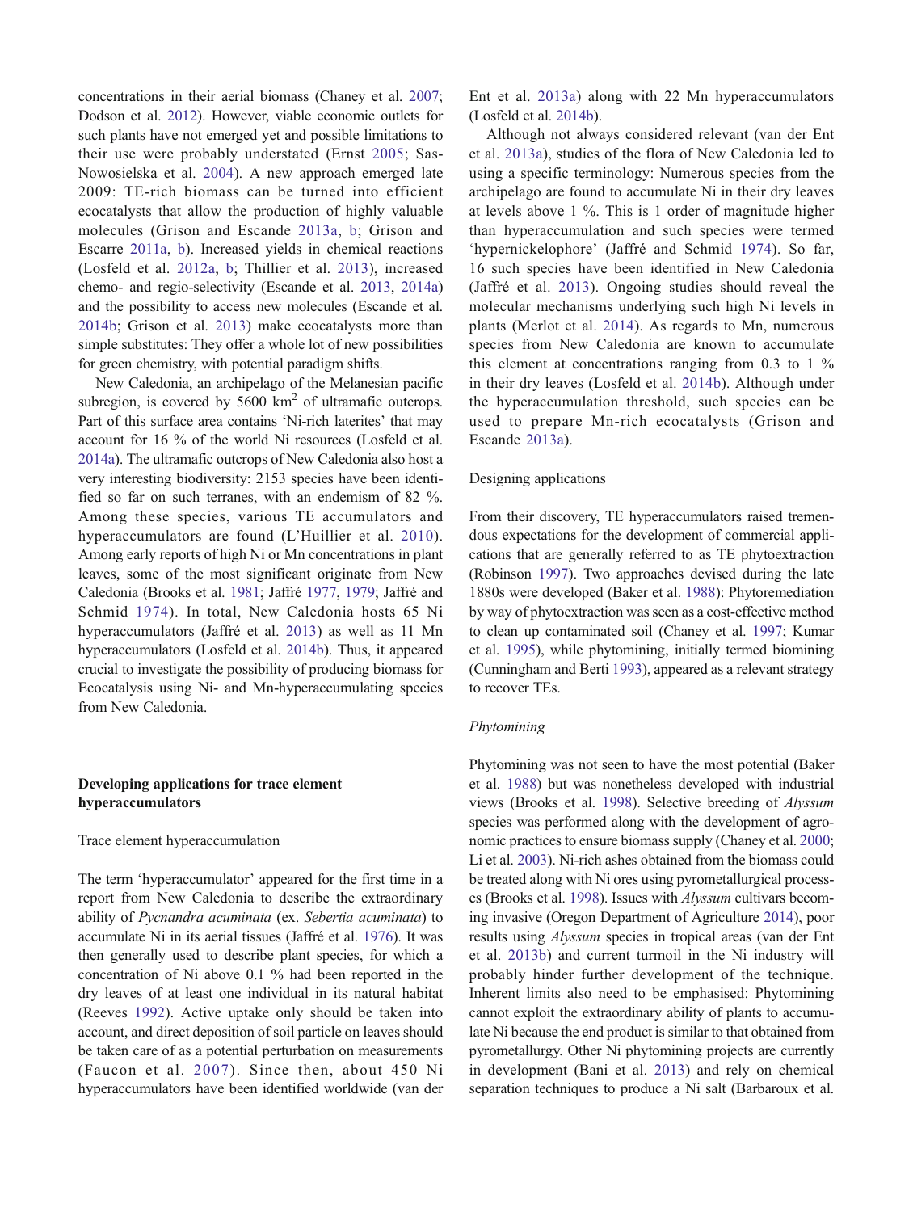concentrations in their aerial biomass (Chaney et al. 2007; Dodson et al. 2012). However, viable economic outlets for such plants have not emerged yet and possible limitations to their use were probably understated (Ernst 2005; Sas-Nowosielska et al. 2004). A new approach emerged late 2009: TE-rich biomass can be turned into efficient ecocatalysts that allow the production of highly valuable molecules (Grison and Escande 2013a, b; Grison and Escarre 2011a, b). Increased yields in chemical reactions (Losfeld et al. 2012a, b; Thillier et al. 2013), increased chemo- and regio-selectivity (Escande et al. 2013, 2014a) and the possibility to access new molecules (Escande et al. 2014b; Grison et al. 2013) make ecocatalysts more than simple substitutes: They offer a whole lot of new possibilities for green chemistry, with potential paradigm shifts.

New Caledonia, an archipelago of the Melanesian pacific subregion, is covered by 5600 km$^2$ of ultramafic outcrops. Part of this surface area contains 'Ni-rich laterites' that may account for 16 % of the world Ni resources (Losfeld et al. 2014a). The ultramafic outcrops of New Caledonia also host a very interesting biodiversity: 2153 species have been identified so far on such terranes, with an endemism of 82 %. Among these species, various TE accumulators and hyperaccumulators are found (L'Huillier et al. 2010). Among early reports of high Ni or Mn concentrations in plant leaves, some of the most significant originate from New Caledonia (Brooks et al. 1981; Jaffré 1977, 1979; Jaffré and Schmid 1974). In total, New Caledonia hosts 65 Ni hyperaccumulators (Jaffré et al. 2013) as well as 11 Mn hyperaccumulators (Losfeld et al. 2014b). Thus, it appeared crucial to investigate the possibility of producing biomass for Ecocatalysis using Ni- and Mn-hyperaccumulating species from New Caledonia.

## Developing applications for trace element hyperaccumulators

### Trace element hyperaccumulation

The term 'hyperaccumulator' appeared for the first time in a report from New Caledonia to describe the extraordinary ability of *Pycnandra acuminata* (ex. *Sebertia acuminata*) to accumulate Ni in its aerial tissues (Jaffré et al. 1976). It was then generally used to describe plant species, for which a concentration of Ni above 0.1 % had been reported in the dry leaves of at least one individual in its natural habitat (Reeves 1992). Active uptake only should be taken into account, and direct deposition of soil particle on leaves should be taken care of as a potential perturbation on measurements (Faucon et al. 2007). Since then, about 450 Ni hyperaccumulators have been identified worldwide (van der Ent et al. 2013a) along with 22 Mn hyperaccumulators (Losfeld et al. 2014b).

Although not always considered relevant (van der Ent et al. 2013a), studies of the flora of New Caledonia led to using a specific terminology: Numerous species from the archipelago are found to accumulate Ni in their dry leaves at levels above 1 %. This is 1 order of magnitude higher than hyperaccumulation and such species were termed 'hypernickelophore' (Jaffré and Schmid 1974). So far, 16 such species have been identified in New Caledonia (Jaffré et al. 2013). Ongoing studies should reveal the molecular mechanisms underlying such high Ni levels in plants (Merlot et al. 2014). As regards to Mn, numerous species from New Caledonia are known to accumulate this element at concentrations ranging from 0.3 to 1 % in their dry leaves (Losfeld et al. 2014b). Although under the hyperaccumulation threshold, such species can be used to prepare Mn-rich ecocatalysts (Grison and Escande 2013a).

### Designing applications

From their discovery, TE hyperaccumulators raised tremendous expectations for the development of commercial applications that are generally referred to as TE phytoextraction (Robinson 1997). Two approaches devised during the late 1880s were developed (Baker et al. 1988): Phytoremediation by way of phytoextraction was seen as a cost-effective method to clean up contaminated soil (Chaney et al. 1997; Kumar et al. 1995), while phytomining, initially termed biomining (Cunningham and Berti 1993), appeared as a relevant strategy to recover TEs.

#### *Phytomining*

Phytomining was not seen to have the most potential (Baker et al. 1988) but was nonetheless developed with industrial views (Brooks et al. 1998). Selective breeding of *Alyssum* species was performed along with the development of agronomic practices to ensure biomass supply (Chaney et al. 2000; Li et al. 2003). Ni-rich ashes obtained from the biomass could be treated along with Ni ores using pyrometallurgical processes (Brooks et al. 1998). Issues with *Alyssum* cultivars becoming invasive (Oregon Department of Agriculture 2014), poor results using *Alyssum* species in tropical areas (van der Ent et al. 2013b) and current turmoil in the Ni industry will probably hinder further development of the technique. Inherent limits also need to be emphasised: Phytomining cannot exploit the extraordinary ability of plants to accumulate Ni because the end product is similar to that obtained from pyrometallurgy. Other Ni phytomining projects are currently in development (Bani et al. 2013) and rely on chemical separation techniques to produce a Ni salt (Barbaroux et al.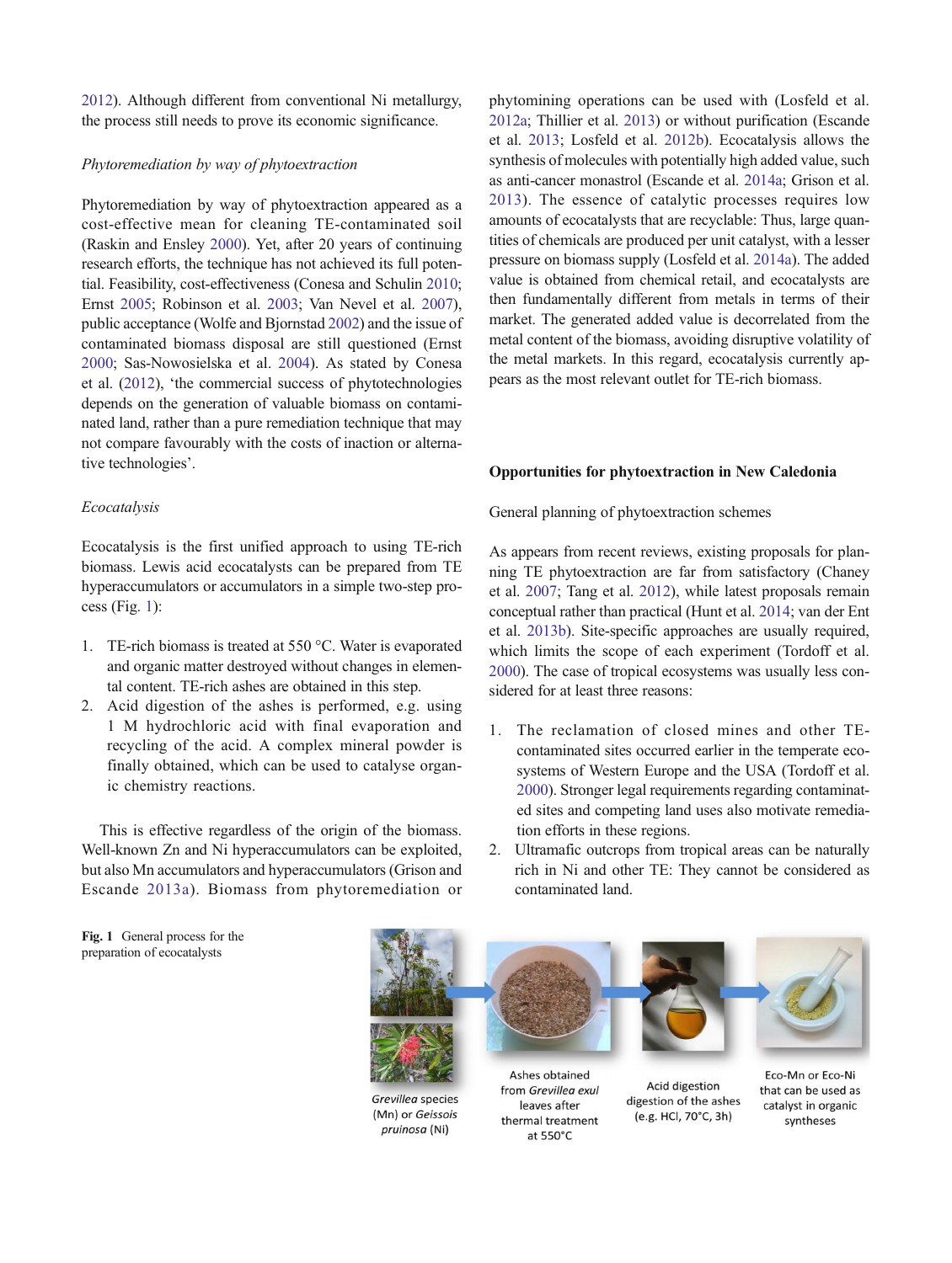2012). Although different from conventional Ni metallurgy, the process still needs to prove its economic significance.

*Phytoremediation by way of phytoextraction*

Phytoremediation by way of phytoextraction appeared as a cost-effective mean for cleaning TE-contaminated soil (Raskin and Ensley 2000). Yet, after 20 years of continuing research efforts, the technique has not achieved its full potential. Feasibility, cost-effectiveness (Conesa and Schulin 2010; Ernst 2005; Robinson et al. 2003; Van Nevel et al. 2007), public acceptance (Wolfe and Bjornstad 2002) and the issue of contaminated biomass disposal are still questioned (Ernst 2000; Sas-Nowosielska et al. 2004). As stated by Conesa et al. (2012), 'the commercial success of phytotechnologies depends on the generation of valuable biomass on contaminated land, rather than a pure remediation technique that may not compare favourably with the costs of inaction or alternative technologies'.

*Ecocatalysis*

Ecocatalysis is the first unified approach to using TE-rich biomass. Lewis acid ecocatalysts can be prepared from TE hyperaccumulators or accumulators in a simple two-step process (Fig. 1):

1. TE-rich biomass is treated at 550 °C. Water is evaporated and organic matter destroyed without changes in elemental content. TE-rich ashes are obtained in this step.
2. Acid digestion of the ashes is performed, e.g. using 1 M hydrochloric acid with final evaporation and recycling of the acid. A complex mineral powder is finally obtained, which can be used to catalyse organic chemistry reactions.

This is effective regardless of the origin of the biomass. Well-known Zn and Ni hyperaccumulators can be exploited, but also Mn accumulators and hyperaccumulators (Grison and Escande 2013a). Biomass from phytoremediation or phytomining operations can be used with (Losfeld et al. 2012a; Thillier et al. 2013) or without purification (Escande et al. 2013; Losfeld et al. 2012b). Ecocatalysis allows the synthesis of molecules with potentially high added value, such as anti-cancer monastrol (Escande et al. 2014a; Grison et al. 2013). The essence of catalytic processes requires low amounts of ecocatalysts that are recyclable: Thus, large quantities of chemicals are produced per unit catalyst, with a lesser pressure on biomass supply (Losfeld et al. 2014a). The added value is obtained from chemical retail, and ecocatalysts are then fundamentally different from metals in terms of their market. The generated added value is decorrelated from the metal content of the biomass, avoiding disruptive volatility of the metal markets. In this regard, ecocatalysis currently appears as the most relevant outlet for TE-rich biomass.

**Fig. 1** General process for the preparation of ecocatalysts

*Grevillea* species (Mn) or *Geissois pruinosa* (Ni) → Ashes obtained from *Grevillea exul* leaves after thermal treatment at 550°C → Acid digestion digestion of the ashes (e.g. HCl, 70°C, 3h) → Eco-Mn or Eco-Ni that can be used as catalyst in organic syntheses

## Opportunities for phytoextraction in New Caledonia

### General planning of phytoextraction schemes

As appears from recent reviews, existing proposals for planning TE phytoextraction are far from satisfactory (Chaney et al. 2007; Tang et al. 2012), while latest proposals remain conceptual rather than practical (Hunt et al. 2014; van der Ent et al. 2013b). Site-specific approaches are usually required, which limits the scope of each experiment (Tordoff et al. 2000). The case of tropical ecosystems was usually less considered for at least three reasons:

1. The reclamation of closed mines and other TE-contaminated sites occurred earlier in the temperate ecosystems of Western Europe and the USA (Tordoff et al. 2000). Stronger legal requirements regarding contaminated sites and competing land uses also motivate remediation efforts in these regions.
2. Ultramafic outcrops from tropical areas can be naturally rich in Ni and other TE: They cannot be considered as contaminated land.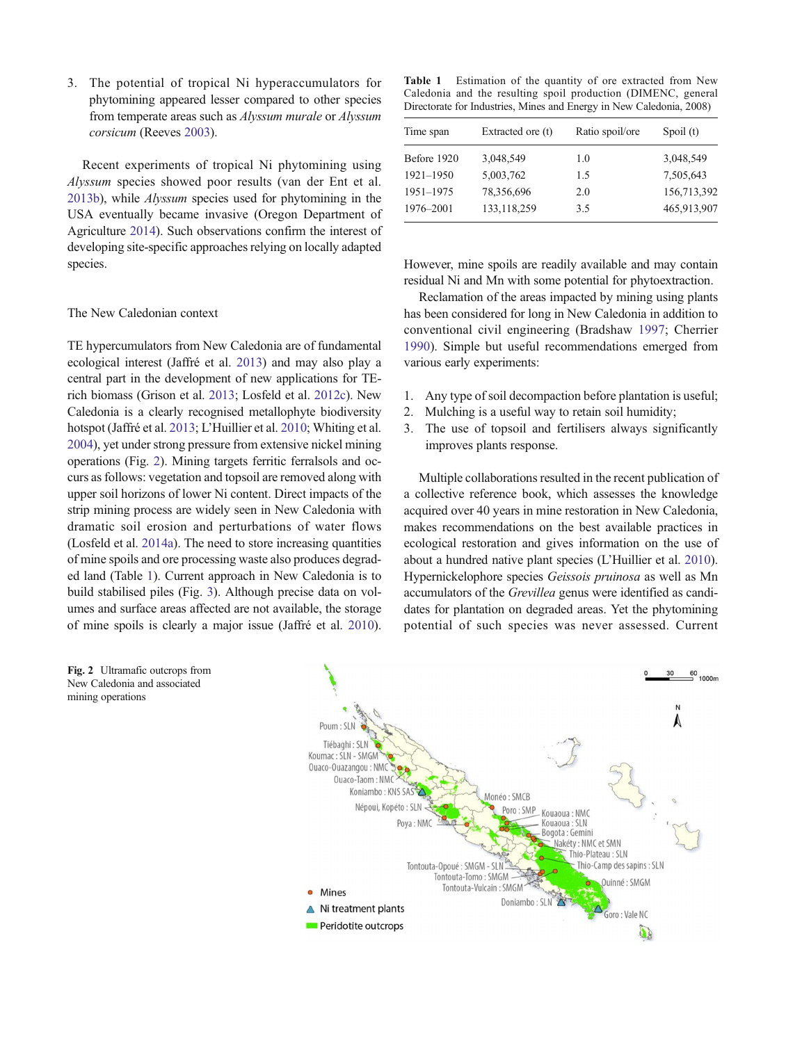3. The potential of tropical Ni hyperaccumulators for phytomining appeared lesser compared to other species from temperate areas such as *Alyssum murale* or *Alyssum corsicum* (Reeves 2003).

Recent experiments of tropical Ni phytomining using *Alyssum* species showed poor results (van der Ent et al. 2013b), while *Alyssum* species used for phytomining in the USA eventually became invasive (Oregon Department of Agriculture 2014). Such observations confirm the interest of developing site-specific approaches relying on locally adapted species.

## The New Caledonian context

TE hypercumulators from New Caledonia are of fundamental ecological interest (Jaffré et al. 2013) and may also play a central part in the development of new applications for TE-rich biomass (Grison et al. 2013; Losfeld et al. 2012c). New Caledonia is a clearly recognised metallophyte biodiversity hotspot (Jaffré et al. 2013; L'Huillier et al. 2010; Whiting et al. 2004), yet under strong pressure from extensive nickel mining operations (Fig. 2). Mining targets ferritic ferralsols and occurs as follows: vegetation and topsoil are removed along with upper soil horizons of lower Ni content. Direct impacts of the strip mining process are widely seen in New Caledonia with dramatic soil erosion and perturbations of water flows (Losfeld et al. 2014a). The need to store increasing quantities of mine spoils and ore processing waste also produces degraded land (Table 1). Current approach in New Caledonia is to build stabilised piles (Fig. 3). Although precise data on volumes and surface areas affected are not available, the storage of mine spoils is clearly a major issue (Jaffré et al. 2010).

**Table 1** Estimation of the quantity of ore extracted from New Caledonia and the resulting spoil production (DIMENC, general Directorate for Industries, Mines and Energy in New Caledonia, 2008)

| Time span | Extracted ore (t) | Ratio spoil/ore | Spoil (t) |
|---|---|---|---|
| Before 1920 | 3,048,549 | 1.0 | 3,048,549 |
| 1921–1950 | 5,003,762 | 1.5 | 7,505,643 |
| 1951–1975 | 78,356,696 | 2.0 | 156,713,392 |
| 1976–2001 | 133,118,259 | 3.5 | 465,913,907 |

However, mine spoils are readily available and may contain residual Ni and Mn with some potential for phytoextraction.

Reclamation of the areas impacted by mining using plants has been considered for long in New Caledonia in addition to conventional civil engineering (Bradshaw 1997; Cherrier 1990). Simple but useful recommendations emerged from various early experiments:

1. Any type of soil decompaction before plantation is useful;
2. Mulching is a useful way to retain soil humidity;
3. The use of topsoil and fertilisers always significantly improves plants response.

Multiple collaborations resulted in the recent publication of a collective reference book, which assesses the knowledge acquired over 40 years in mine restoration in New Caledonia, makes recommendations on the best available practices in ecological restoration and gives information on the use of about a hundred native plant species (L'Huillier et al. 2010). Hypernickelophore species *Geissois pruinosa* as well as Mn accumulators of the *Grevillea* genus were identified as candidates for plantation on degraded areas. Yet the phytomining potential of such species was never assessed. Current

**Fig. 2** Ultramafic outcrops from New Caledonia and associated mining operations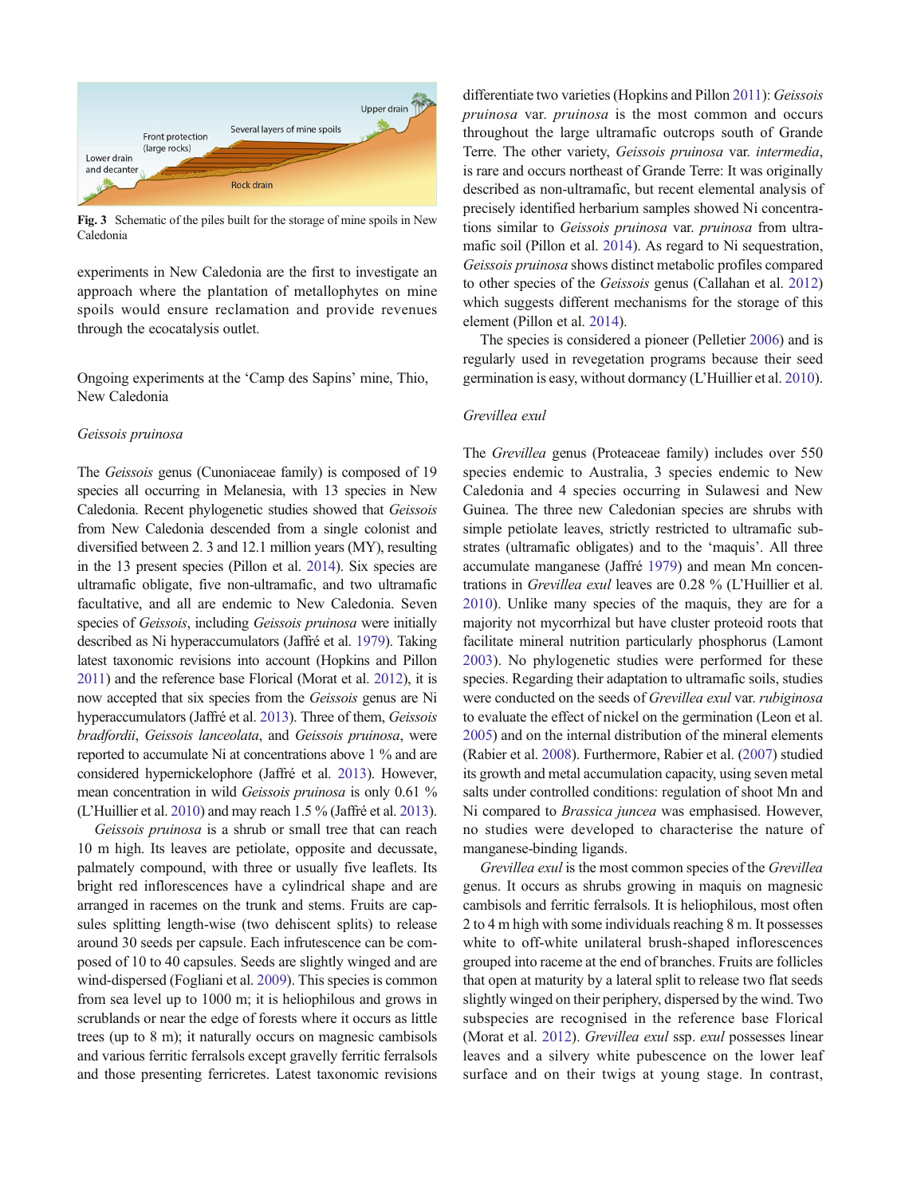Fig. 3 Schematic of the piles built for the storage of mine spoils in New Caledonia

experiments in New Caledonia are the first to investigate an approach where the plantation of metallophytes on mine spoils would ensure reclamation and provide revenues through the ecocatalysis outlet.

## Ongoing experiments at the 'Camp des Sapins' mine, Thio, New Caledonia

### *Geissois pruinosa*

The *Geissois* genus (Cunoniaceae family) is composed of 19 species all occurring in Melanesia, with 13 species in New Caledonia. Recent phylogenetic studies showed that *Geissois* from New Caledonia descended from a single colonist and diversified between 2. 3 and 12.1 million years (MY), resulting in the 13 present species (Pillon et al. 2014). Six species are ultramafic obligate, five non-ultramafic, and two ultramafic facultative, and all are endemic to New Caledonia. Seven species of *Geissois*, including *Geissois pruinosa* were initially described as Ni hyperaccumulators (Jaffré et al. 1979). Taking latest taxonomic revisions into account (Hopkins and Pillon 2011) and the reference base Florical (Morat et al. 2012), it is now accepted that six species from the *Geissois* genus are Ni hyperaccumulators (Jaffré et al. 2013). Three of them, *Geissois bradfordii*, *Geissois lanceolata*, and *Geissois pruinosa*, were reported to accumulate Ni at concentrations above 1 % and are considered hypernickelophore (Jaffré et al. 2013). However, mean concentration in wild *Geissois pruinosa* is only 0.61 % (L'Huillier et al. 2010) and may reach 1.5 % (Jaffré et al. 2013).

*Geissois pruinosa* is a shrub or small tree that can reach 10 m high. Its leaves are petiolate, opposite and decussate, palmately compound, with three or usually five leaflets. Its bright red inflorescences have a cylindrical shape and are arranged in racemes on the trunk and stems. Fruits are capsules splitting length-wise (two dehiscent splits) to release around 30 seeds per capsule. Each infrutescence can be composed of 10 to 40 capsules. Seeds are slightly winged and are wind-dispersed (Fogliani et al. 2009). This species is common from sea level up to 1000 m; it is heliophilous and grows in scrublands or near the edge of forests where it occurs as little trees (up to 8 m); it naturally occurs on magnesic cambisols and various ferritic ferralsols except gravelly ferritic ferralsols and those presenting ferricretes. Latest taxonomic revisions differentiate two varieties (Hopkins and Pillon 2011): *Geissois pruinosa* var. *pruinosa* is the most common and occurs throughout the large ultramafic outcrops south of Grande Terre. The other variety, *Geissois pruinosa* var. *intermedia*, is rare and occurs northeast of Grande Terre: It was originally described as non-ultramafic, but recent elemental analysis of precisely identified herbarium samples showed Ni concentrations similar to *Geissois pruinosa* var. *pruinosa* from ultramafic soil (Pillon et al. 2014). As regard to Ni sequestration, *Geissois pruinosa* shows distinct metabolic profiles compared to other species of the *Geissois* genus (Callahan et al. 2012) which suggests different mechanisms for the storage of this element (Pillon et al. 2014).

The species is considered a pioneer (Pelletier 2006) and is regularly used in revegetation programs because their seed germination is easy, without dormancy (L'Huillier et al. 2010).

### *Grevillea exul*

The *Grevillea* genus (Proteaceae family) includes over 550 species endemic to Australia, 3 species endemic to New Caledonia and 4 species occurring in Sulawesi and New Guinea. The three new Caledonian species are shrubs with simple petiolate leaves, strictly restricted to ultramafic substrates (ultramafic obligates) and to the 'maquis'. All three accumulate manganese (Jaffré 1979) and mean Mn concentrations in *Grevillea exul* leaves are 0.28 % (L'Huillier et al. 2010). Unlike many species of the maquis, they are for a majority not mycorrhizal but have cluster proteoid roots that facilitate mineral nutrition particularly phosphorus (Lamont 2003). No phylogenetic studies were performed for these species. Regarding their adaptation to ultramafic soils, studies were conducted on the seeds of *Grevillea exul* var. *rubiginosa* to evaluate the effect of nickel on the germination (Leon et al. 2005) and on the internal distribution of the mineral elements (Rabier et al. 2008). Furthermore, Rabier et al. (2007) studied its growth and metal accumulation capacity, using seven metal salts under controlled conditions: regulation of shoot Mn and Ni compared to *Brassica juncea* was emphasised. However, no studies were developed to characterise the nature of manganese-binding ligands.

*Grevillea exul* is the most common species of the *Grevillea* genus. It occurs as shrubs growing in maquis on magnesic cambisols and ferritic ferralsols. It is heliophilous, most often 2 to 4 m high with some individuals reaching 8 m. It possesses white to off-white unilateral brush-shaped inflorescences grouped into raceme at the end of branches. Fruits are follicles that open at maturity by a lateral split to release two flat seeds slightly winged on their periphery, dispersed by the wind. Two subspecies are recognised in the reference base Florical (Morat et al. 2012). *Grevillea exul* ssp. *exul* possesses linear leaves and a silvery white pubescence on the lower leaf surface and on their twigs at young stage. In contrast,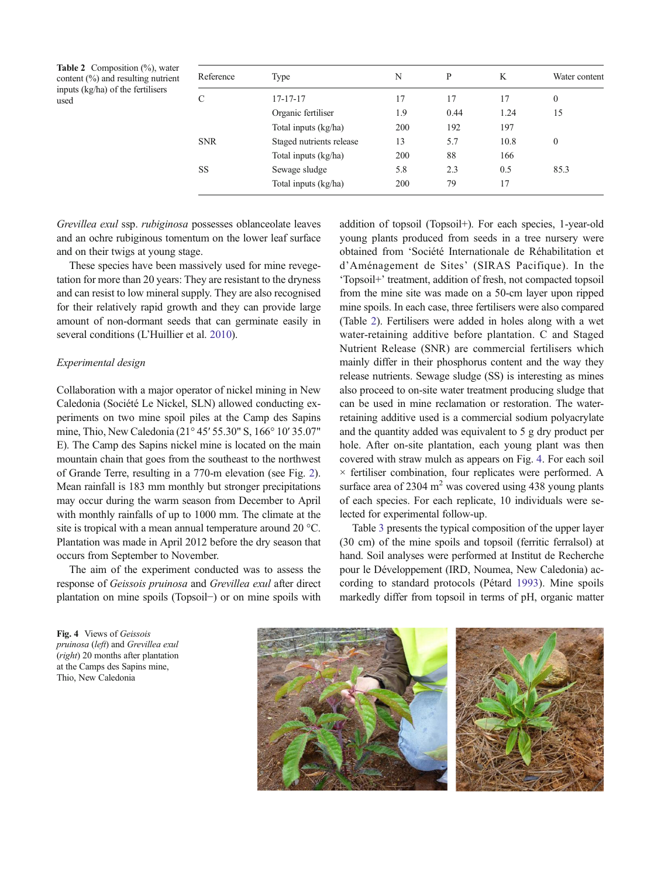**Table 2** Composition (%), water content (%) and resulting nutrient inputs (kg/ha) of the fertilisers used

| Reference | Type | N | P | K | Water content |
|---|---|---|---|---|---|
| C | 17-17-17 | 17 | 17 | 17 | 0 |
| | Organic fertiliser | 1.9 | 0.44 | 1.24 | 15 |
| | Total inputs (kg/ha) | 200 | 192 | 197 | |
| SNR | Staged nutrients release | 13 | 5.7 | 10.8 | 0 |
| | Total inputs (kg/ha) | 200 | 88 | 166 | |
| SS | Sewage sludge | 5.8 | 2.3 | 0.5 | 85.3 |
| | Total inputs (kg/ha) | 200 | 79 | 17 | |

*Grevillea exul* ssp. *rubiginosa* possesses oblanceolate leaves and an ochre rubiginous tomentum on the lower leaf surface and on their twigs at young stage.

These species have been massively used for mine revegetation for more than 20 years: They are resistant to the dryness and can resist to low mineral supply. They are also recognised for their relatively rapid growth and they can provide large amount of non-dormant seeds that can germinate easily in several conditions (L'Huillier et al. 2010).

*Experimental design*

Collaboration with a major operator of nickel mining in New Caledonia (Société Le Nickel, SLN) allowed conducting experiments on two mine spoil piles at the Camp des Sapins mine, Thio, New Caledonia (21° 45′ 55.30" S, 166° 10′ 35.07" E). The Camp des Sapins nickel mine is located on the main mountain chain that goes from the southeast to the northwest of Grande Terre, resulting in a 770-m elevation (see Fig. 2). Mean rainfall is 183 mm monthly but stronger precipitations may occur during the warm season from December to April with monthly rainfalls of up to 1000 mm. The climate at the site is tropical with a mean annual temperature around 20 °C. Plantation was made in April 2012 before the dry season that occurs from September to November.

The aim of the experiment conducted was to assess the response of *Geissois pruinosa* and *Grevillea exul* after direct plantation on mine spoils (Topsoil−) or on mine spoils with addition of topsoil (Topsoil+). For each species, 1-year-old young plants produced from seeds in a tree nursery were obtained from 'Société Internationale de Réhabilitation et d'Aménagement de Sites' (SIRAS Pacifique). In the 'Topsoil+' treatment, addition of fresh, not compacted topsoil from the mine site was made on a 50-cm layer upon ripped mine spoils. In each case, three fertilisers were also compared (Table 2). Fertilisers were added in holes along with a wet water-retaining additive before plantation. C and Staged Nutrient Release (SNR) are commercial fertilisers which mainly differ in their phosphorus content and the way they release nutrients. Sewage sludge (SS) is interesting as mines also proceed to on-site water treatment producing sludge that can be used in mine reclamation or restoration. The water-retaining additive used is a commercial sodium polyacrylate and the quantity added was equivalent to 5 g dry product per hole. After on-site plantation, each young plant was then covered with straw mulch as appears on Fig. 4. For each soil × fertiliser combination, four replicates were performed. A surface area of 2304 m$^2$ was covered using 438 young plants of each species. For each replicate, 10 individuals were selected for experimental follow-up.

Table 3 presents the typical composition of the upper layer (30 cm) of the mine spoils and topsoil (ferritic ferralsol) at hand. Soil analyses were performed at Institut de Recherche pour le Développement (IRD, Noumea, New Caledonia) according to standard protocols (Pétard 1993). Mine spoils markedly differ from topsoil in terms of pH, organic matter

**Fig. 4** Views of *Geissois pruinosa* (*left*) and *Grevillea exul* (*right*) 20 months after plantation at the Camps des Sapins mine, Thio, New Caledonia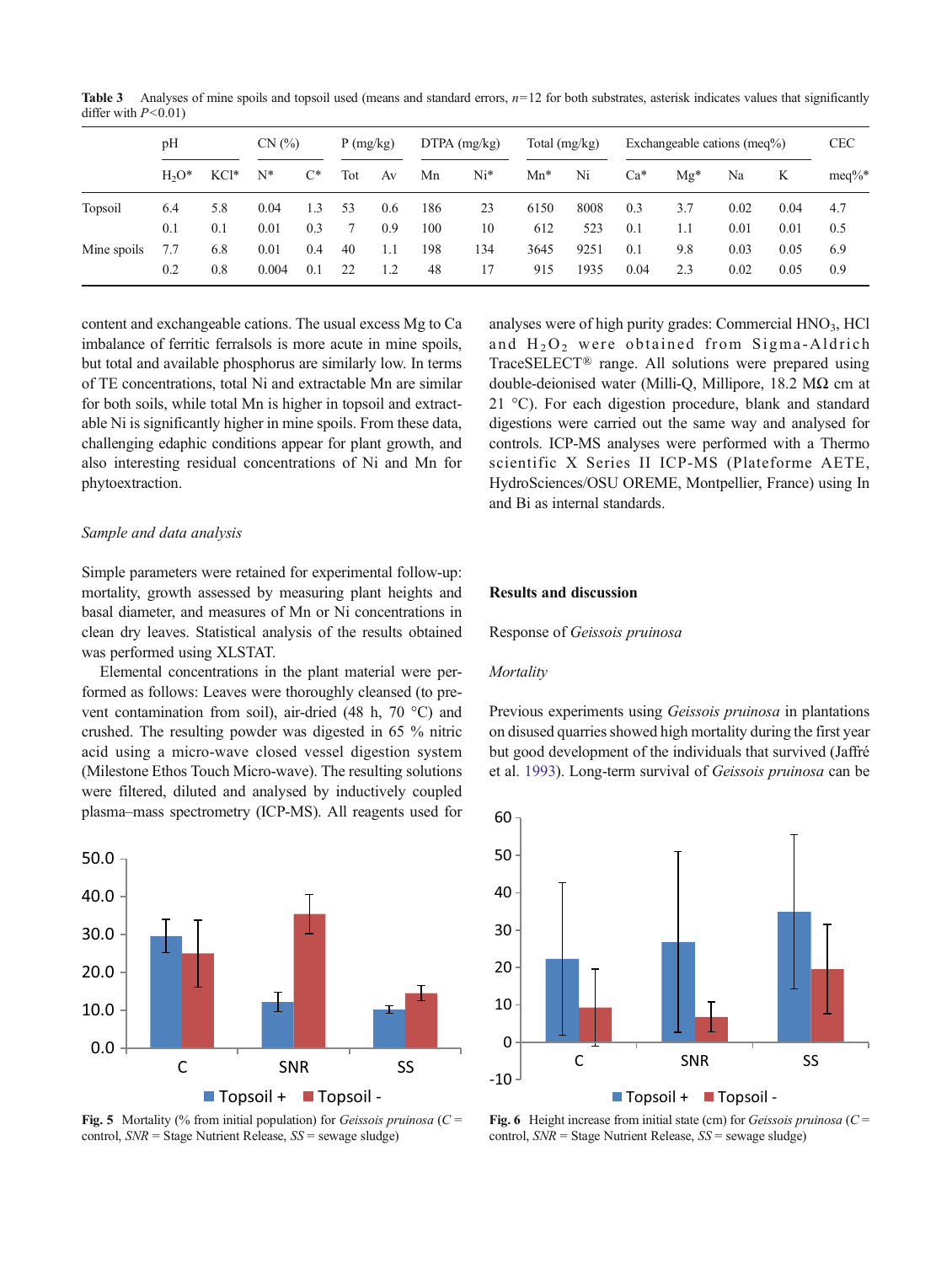**Table 3** Analyses of mine spoils and topsoil used (means and standard errors, $n=12$ for both substrates, asterisk indicates values that significantly differ with $P<0.01$)

| | pH | | CN (%) | | P (mg/kg) | | DTPA (mg/kg) | | Total (mg/kg) | | Exchangeable cations (meq%) | | | | CEC |
|---|---|---|---|---|---|---|---|---|---|---|---|---|---|---|---|
| | $H_2O$* | KCl* | N* | C* | Tot | Av | Mn | Ni* | Mn* | Ni | Ca* | Mg* | Na | K | meq%* |
| Topsoil | 6.4 | 5.8 | 0.04 | 1.3 | 53 | 0.6 | 186 | 23 | 6150 | 8008 | 0.3 | 3.7 | 0.02 | 0.04 | 4.7 |
| | 0.1 | 0.1 | 0.01 | 0.3 | 7 | 0.9 | 100 | 10 | 612 | 523 | 0.1 | 1.1 | 0.01 | 0.01 | 0.5 |
| Mine spoils | 7.7 | 6.8 | 0.01 | 0.4 | 40 | 1.1 | 198 | 134 | 3645 | 9251 | 0.1 | 9.8 | 0.03 | 0.05 | 6.9 |
| | 0.2 | 0.8 | 0.004 | 0.1 | 22 | 1.2 | 48 | 17 | 915 | 1935 | 0.04 | 2.3 | 0.02 | 0.05 | 0.9 |

content and exchangeable cations. The usual excess Mg to Ca imbalance of ferritic ferralsols is more acute in mine spoils, but total and available phosphorus are similarly low. In terms of TE concentrations, total Ni and extractable Mn are similar for both soils, while total Mn is higher in topsoil and extractable Ni is significantly higher in mine spoils. From these data, challenging edaphic conditions appear for plant growth, and also interesting residual concentrations of Ni and Mn for phytoextraction.

*Sample and data analysis*

Simple parameters were retained for experimental follow-up: mortality, growth assessed by measuring plant heights and basal diameter, and measures of Mn or Ni concentrations in clean dry leaves. Statistical analysis of the results obtained was performed using XLSTAT.

Elemental concentrations in the plant material were performed as follows: Leaves were thoroughly cleansed (to prevent contamination from soil), air-dried (48 h, 70 °C) and crushed. The resulting powder was digested in 65 % nitric acid using a micro-wave closed vessel digestion system (Milestone Ethos Touch Micro-wave). The resulting solutions were filtered, diluted and analysed by inductively coupled plasma–mass spectrometry (ICP-MS). All reagents used for analyses were of high purity grades: Commercial $HNO_3$, HCl and $H_2O_2$ were obtained from Sigma-Aldrich TraceSELECT® range. All solutions were prepared using double-deionised water (Milli-Q, Millipore, 18.2 MΩ cm at 21 °C). For each digestion procedure, blank and standard digestions were carried out the same way and analysed for controls. ICP-MS analyses were performed with a Thermo scientific X Series II ICP-MS (Plateforme AETE, HydroSciences/OSU OREME, Montpellier, France) using In and Bi as internal standards.

## Results and discussion

### Response of *Geissois pruinosa*

*Mortality*

Previous experiments using *Geissois pruinosa* in plantations on disused quarries showed high mortality during the first year but good development of the individuals that survived (Jaffré et al. 1993). Long-term survival of *Geissois pruinosa* can be

**Fig. 5** Mortality (% from initial population) for *Geissois pruinosa* (*C* = control, *SNR* = Stage Nutrient Release, *SS* = sewage sludge)

**Fig. 6** Height increase from initial state (cm) for *Geissois pruinosa* (*C* = control, *SNR* = Stage Nutrient Release, *SS* = sewage sludge)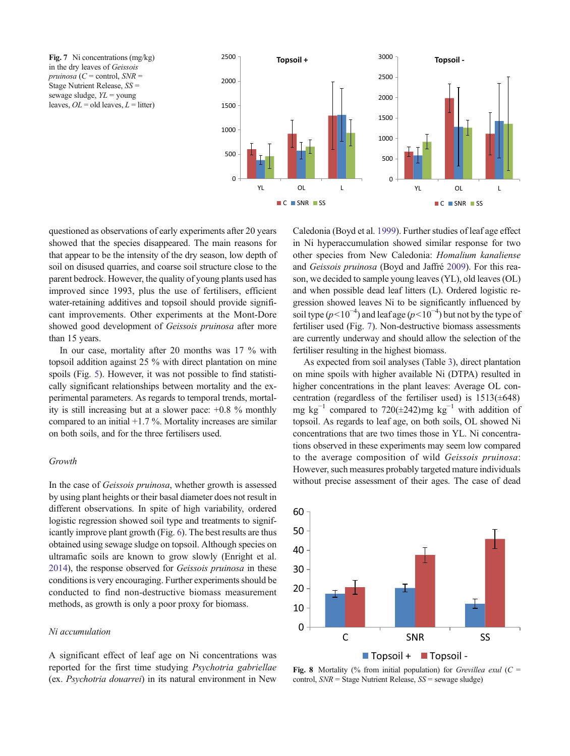**Fig. 7** Ni concentrations (mg/kg) in the dry leaves of *Geissois pruinosa* (*C* = control, *SNR* = Stage Nutrient Release, *SS* = sewage sludge, *YL* = young leaves, *OL* = old leaves, *L* = litter)

questioned as observations of early experiments after 20 years showed that the species disappeared. The main reasons for that appear to be the intensity of the dry season, low depth of soil on disused quarries, and coarse soil structure close to the parent bedrock. However, the quality of young plants used has improved since 1993, plus the use of fertilisers, efficient water-retaining additives and topsoil should provide significant improvements. Other experiments at the Mont-Dore showed good development of *Geissois pruinosa* after more than 15 years.

In our case, mortality after 20 months was 17 % with topsoil addition against 25 % with direct plantation on mine spoils (Fig. 5). However, it was not possible to find statistically significant relationships between mortality and the experimental parameters. As regards to temporal trends, mortality is still increasing but at a slower pace: +0.8 % monthly compared to an initial +1.7 %. Mortality increases are similar on both soils, and for the three fertilisers used.

### *Growth*

In the case of *Geissois pruinosa*, whether growth is assessed by using plant heights or their basal diameter does not result in different observations. In spite of high variability, ordered logistic regression showed soil type and treatments to significantly improve plant growth (Fig. 6). The best results are thus obtained using sewage sludge on topsoil. Although species on ultramafic soils are known to grow slowly (Enright et al. 2014), the response observed for *Geissois pruinosa* in these conditions is very encouraging. Further experiments should be conducted to find non-destructive biomass measurement methods, as growth is only a poor proxy for biomass.

### *Ni accumulation*

A significant effect of leaf age on Ni concentrations was reported for the first time studying *Psychotria gabriellae* (ex. *Psychotria douarrei*) in its natural environment in New Caledonia (Boyd et al. 1999). Further studies of leaf age effect in Ni hyperaccumulation showed similar response for two other species from New Caledonia: *Homalium kanaliense* and *Geissois pruinosa* (Boyd and Jaffré 2009). For this reason, we decided to sample young leaves (YL), old leaves (OL) and when possible dead leaf litters (L). Ordered logistic regression showed leaves Ni to be significantly influenced by soil type ($p<10^{-4}$) and leaf age ($p<10^{-4}$) but not by the type of fertiliser used (Fig. 7). Non-destructive biomass assessments are currently underway and should allow the selection of the fertiliser resulting in the highest biomass.

As expected from soil analyses (Table 3), direct plantation on mine spoils with higher available Ni (DTPA) resulted in higher concentrations in the plant leaves: Average OL concentration (regardless of the fertiliser used) is 1513(±648) mg kg$^{-1}$ compared to 720(±242)mg kg$^{-1}$ with addition of topsoil. As regards to leaf age, on both soils, OL showed Ni concentrations that are two times those in YL. Ni concentrations observed in these experiments may seem low compared to the average composition of wild *Geissois pruinosa*: However, such measures probably targeted mature individuals without precise assessment of their ages. The case of dead

**Fig. 8** Mortality (% from initial population) for *Grevillea exul* (*C* = control, *SNR* = Stage Nutrient Release, *SS* = sewage sludge)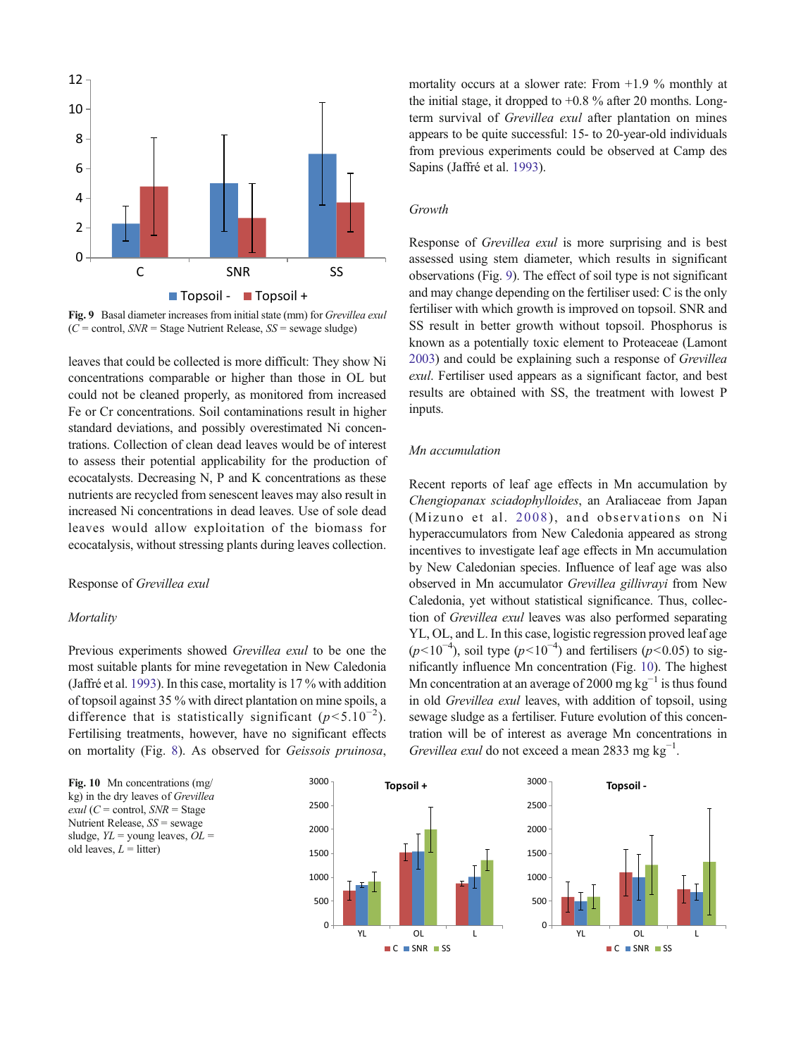Fig. 9 Basal diameter increases from initial state (mm) for *Grevillea exul* (*C* = control, *SNR* = Stage Nutrient Release, *SS* = sewage sludge)

leaves that could be collected is more difficult: They show Ni concentrations comparable or higher than those in OL but could not be cleaned properly, as monitored from increased Fe or Cr concentrations. Soil contaminations result in higher standard deviations, and possibly overestimated Ni concentrations. Collection of clean dead leaves would be of interest to assess their potential applicability for the production of ecocatalysts. Decreasing N, P and K concentrations as these nutrients are recycled from senescent leaves may also result in increased Ni concentrations in dead leaves. Use of sole dead leaves would allow exploitation of the biomass for ecocatalysis, without stressing plants during leaves collection.

## Response of *Grevillea exul*

### Mortality

Previous experiments showed *Grevillea exul* to be one the most suitable plants for mine revegetation in New Caledonia (Jaffré et al. 1993). In this case, mortality is 17 % with addition of topsoil against 35 % with direct plantation on mine spoils, a difference that is statistically significant ($p<5.10^{-2}$). Fertilising treatments, however, have no significant effects on mortality (Fig. 8). As observed for *Geissois pruinosa*, mortality occurs at a slower rate: From +1.9 % monthly at the initial stage, it dropped to +0.8 % after 20 months. Long-term survival of *Grevillea exul* after plantation on mines appears to be quite successful: 15- to 20-year-old individuals from previous experiments could be observed at Camp des Sapins (Jaffré et al. 1993).

### Growth

Response of *Grevillea exul* is more surprising and is best assessed using stem diameter, which results in significant observations (Fig. 9). The effect of soil type is not significant and may change depending on the fertiliser used: C is the only fertiliser with which growth is improved on topsoil. SNR and SS result in better growth without topsoil. Phosphorus is known as a potentially toxic element to Proteaceae (Lamont 2003) and could be explaining such a response of *Grevillea exul*. Fertiliser used appears as a significant factor, and best results are obtained with SS, the treatment with lowest P inputs.

### Mn accumulation

Recent reports of leaf age effects in Mn accumulation by *Chengiopanax sciadophylloides*, an Araliaceae from Japan (Mizuno et al. 2008), and observations on Ni hyperaccumulators from New Caledonia appeared as strong incentives to investigate leaf age effects in Mn accumulation by New Caledonian species. Influence of leaf age was also observed in Mn accumulator *Grevillea gillivrayi* from New Caledonia, yet without statistical significance. Thus, collection of *Grevillea exul* leaves was also performed separating YL, OL, and L. In this case, logistic regression proved leaf age ($p<10^{-4}$), soil type ($p<10^{-4}$) and fertilisers ($p<0.05$) to significantly influence Mn concentration (Fig. 10). The highest Mn concentration at an average of 2000 mg kg$^{-1}$ is thus found in old *Grevillea exul* leaves, with addition of topsoil, using sewage sludge as a fertiliser. Future evolution of this concentration will be of interest as average Mn concentrations in *Grevillea exul* do not exceed a mean 2833 mg kg$^{-1}$.

Fig. 10 Mn concentrations (mg/kg) in the dry leaves of *Grevillea exul* (*C* = control, *SNR* = Stage Nutrient Release, *SS* = sewage sludge, *YL* = young leaves, *OL* = old leaves, *L* = litter)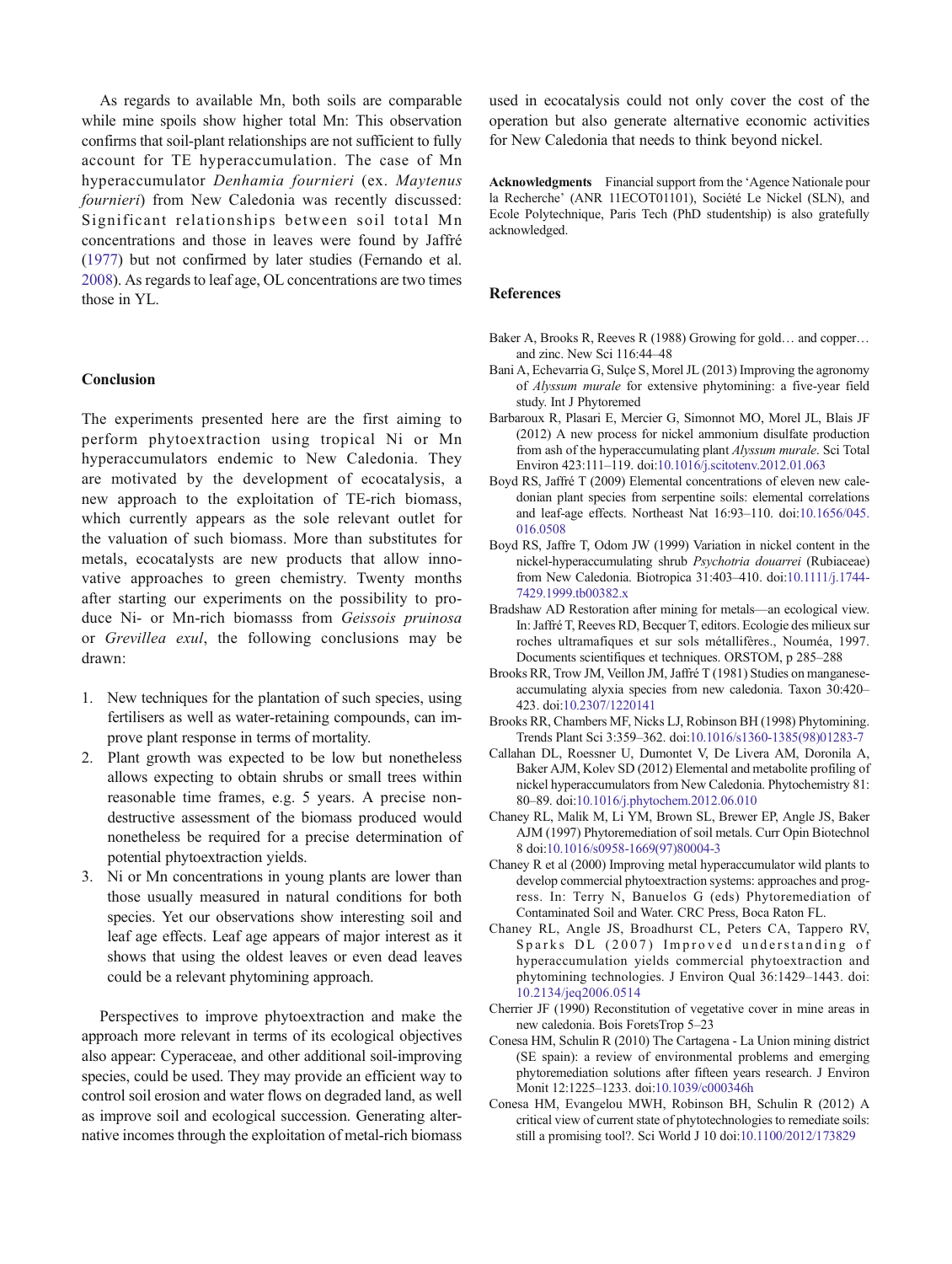As regards to available Mn, both soils are comparable while mine spoils show higher total Mn: This observation confirms that soil-plant relationships are not sufficient to fully account for TE hyperaccumulation. The case of Mn hyperaccumulator *Denhamia fournieri* (ex. *Maytenus fournieri*) from New Caledonia was recently discussed: Significant relationships between soil total Mn concentrations and those in leaves were found by Jaffré (1977) but not confirmed by later studies (Fernando et al. 2008). As regards to leaf age, OL concentrations are two times those in YL.

## Conclusion

The experiments presented here are the first aiming to perform phytoextraction using tropical Ni or Mn hyperaccumulators endemic to New Caledonia. They are motivated by the development of ecocatalysis, a new approach to the exploitation of TE-rich biomass, which currently appears as the sole relevant outlet for the valuation of such biomass. More than substitutes for metals, ecocatalysts are new products that allow innovative approaches to green chemistry. Twenty months after starting our experiments on the possibility to produce Ni- or Mn-rich biomasss from *Geissois pruinosa* or *Grevillea exul*, the following conclusions may be drawn:

1. New techniques for the plantation of such species, using fertilisers as well as water-retaining compounds, can improve plant response in terms of mortality.
2. Plant growth was expected to be low but nonetheless allows expecting to obtain shrubs or small trees within reasonable time frames, e.g. 5 years. A precise non-destructive assessment of the biomass produced would nonetheless be required for a precise determination of potential phytoextraction yields.
3. Ni or Mn concentrations in young plants are lower than those usually measured in natural conditions for both species. Yet our observations show interesting soil and leaf age effects. Leaf age appears of major interest as it shows that using the oldest leaves or even dead leaves could be a relevant phytomining approach.

Perspectives to improve phytoextraction and make the approach more relevant in terms of its ecological objectives also appear: Cyperaceae, and other additional soil-improving species, could be used. They may provide an efficient way to control soil erosion and water flows on degraded land, as well as improve soil and ecological succession. Generating alternative incomes through the exploitation of metal-rich biomass used in ecocatalysis could not only cover the cost of the operation but also generate alternative economic activities for New Caledonia that needs to think beyond nickel.

**Acknowledgments** Financial support from the 'Agence Nationale pour la Recherche' (ANR 11ECOT01101), Société Le Nickel (SLN), and Ecole Polytechnique, Paris Tech (PhD studentship) is also gratefully acknowledged.

## References

Baker A, Brooks R, Reeves R (1988) Growing for gold… and copper… and zinc. New Sci 116:44–48

Bani A, Echevarria G, Sulçe S, Morel JL (2013) Improving the agronomy of *Alyssum murale* for extensive phytomining: a five-year field study. Int J Phytoremed

Barbaroux R, Plasari E, Mercier G, Simonnot MO, Morel JL, Blais JF (2012) A new process for nickel ammonium disulfate production from ash of the hyperaccumulating plant *Alyssum murale*. Sci Total Environ 423:111–119. doi:10.1016/j.scitotenv.2012.01.063

Boyd RS, Jaffré T (2009) Elemental concentrations of eleven new caledonian plant species from serpentine soils: elemental correlations and leaf-age effects. Northeast Nat 16:93–110. doi:10.1656/045.016.0508

Boyd RS, Jaffre T, Odom JW (1999) Variation in nickel content in the nickel-hyperaccumulating shrub *Psychotria douarrei* (Rubiaceae) from New Caledonia. Biotropica 31:403–410. doi:10.1111/j.1744-7429.1999.tb00382.x

Bradshaw AD Restoration after mining for metals—an ecological view. In: Jaffré T, Reeves RD, Becquer T, editors. Ecologie des milieux sur roches ultramafiques et sur sols métallifères., Nouméa, 1997. Documents scientifiques et techniques. ORSTOM, p 285–288

Brooks RR, Trow JM, Veillon JM, Jaffré T (1981) Studies on manganese-accumulating alyxia species from new caledonia. Taxon 30:420–423. doi:10.2307/1220141

Brooks RR, Chambers MF, Nicks LJ, Robinson BH (1998) Phytomining. Trends Plant Sci 3:359–362. doi:10.1016/s1360-1385(98)01283-7

Callahan DL, Roessner U, Dumontet V, De Livera AM, Doronila A, Baker AJM, Kolev SD (2012) Elemental and metabolite profiling of nickel hyperaccumulators from New Caledonia. Phytochemistry 81:80–89. doi:10.1016/j.phytochem.2012.06.010

Chaney RL, Malik M, Li YM, Brown SL, Brewer EP, Angle JS, Baker AJM (1997) Phytoremediation of soil metals. Curr Opin Biotechnol 8 doi:10.1016/s0958-1669(97)80004-3

Chaney R et al (2000) Improving metal hyperaccumulator wild plants to develop commercial phytoextraction systems: approaches and progress. In: Terry N, Banuelos G (eds) Phytoremediation of Contaminated Soil and Water. CRC Press, Boca Raton FL.

Chaney RL, Angle JS, Broadhurst CL, Peters CA, Tappero RV, Sparks DL (2007) Improved understanding of hyperaccumulation yields commercial phytoextraction and phytomining technologies. J Environ Qual 36:1429–1443. doi:10.2134/jeq2006.0514

Cherrier JF (1990) Reconstitution of vegetative cover in mine areas in new caledonia. Bois ForetsTrop 5–23

Conesa HM, Schulin R (2010) The Cartagena - La Union mining district (SE spain): a review of environmental problems and emerging phytoremediation solutions after fifteen years research. J Environ Monit 12:1225–1233. doi:10.1039/c000346h

Conesa HM, Evangelou MWH, Robinson BH, Schulin R (2012) A critical view of current state of phytotechnologies to remediate soils: still a promising tool?. Sci World J 10 doi:10.1100/2012/173829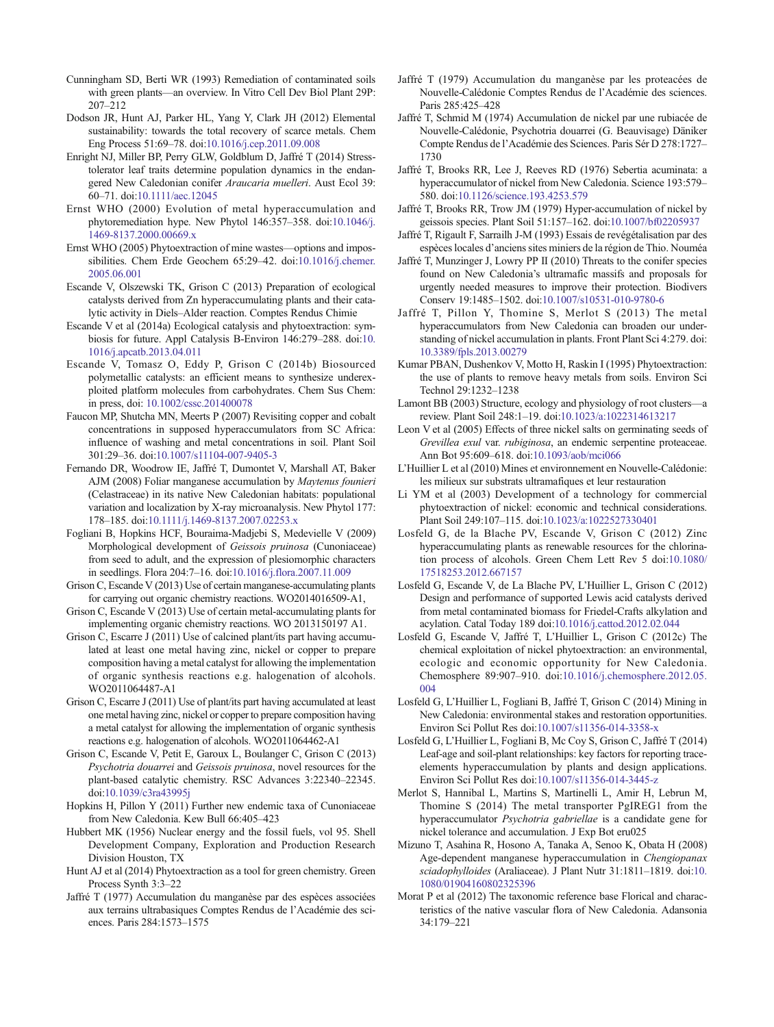Cunningham SD, Berti WR (1993) Remediation of contaminated soils with green plants—an overview. In Vitro Cell Dev Biol Plant 29P: 207–212

Dodson JR, Hunt AJ, Parker HL, Yang Y, Clark JH (2012) Elemental sustainability: towards the total recovery of scarce metals. Chem Eng Process 51:69–78. doi:10.1016/j.cep.2011.09.008

Enright NJ, Miller BP, Perry GLW, Goldblum D, Jaffré T (2014) Stress-tolerator leaf traits determine population dynamics in the endangered New Caledonian conifer *Araucaria muelleri*. Aust Ecol 39: 60–71. doi:10.1111/aec.12045

Ernst WHO (2000) Evolution of metal hyperaccumulation and phytoremediation hype. New Phytol 146:357–358. doi:10.1046/j.1469-8137.2000.00669.x

Ernst WHO (2005) Phytoextraction of mine wastes—options and impossibilities. Chem Erde Geochem 65:29–42. doi:10.1016/j.chemer.2005.06.001

Escande V, Olszewski TK, Grison C (2013) Preparation of ecological catalysts derived from Zn hyperaccumulating plants and their catalytic activity in Diels–Alder reaction. Comptes Rendus Chimie

Escande V et al (2014a) Ecological catalysis and phytoextraction: symbiosis for future. Appl Catalysis B-Environ 146:279–288. doi:10.1016/j.apcatb.2013.04.011

Escande V, Tomasz O, Eddy P, Grison C (2014b) Biosourced polymetallic catalysts: an efficient means to synthesize underexploited platform molecules from carbohydrates. Chem Sus Chem: in press, doi: 10.1002/cssc.201400078

Faucon MP, Shutcha MN, Meerts P (2007) Revisiting copper and cobalt concentrations in supposed hyperaccumulators from SC Africa: influence of washing and metal concentrations in soil. Plant Soil 301:29–36. doi:10.1007/s11104-007-9405-3

Fernando DR, Woodrow IE, Jaffré T, Dumontet V, Marshall AT, Baker AJM (2008) Foliar manganese accumulation by *Maytenus founieri* (Celastraceae) in its native New Caledonian habitats: populational variation and localization by X-ray microanalysis. New Phytol 177: 178–185. doi:10.1111/j.1469-8137.2007.02253.x

Fogliani B, Hopkins HCF, Bouraima-Madjebi S, Medevielle V (2009) Morphological development of *Geissois pruinosa* (Cunoniaceae) from seed to adult, and the expression of plesiomorphic characters in seedlings. Flora 204:7–16. doi:10.1016/j.flora.2007.11.009

Grison C, Escande V (2013) Use of certain manganese-accumulating plants for carrying out organic chemistry reactions. WO2014016509-A1,

Grison C, Escande V (2013) Use of certain metal-accumulating plants for implementing organic chemistry reactions. WO 2013150197 A1.

Grison C, Escarre J (2011) Use of calcined plant/its part having accumulated at least one metal having zinc, nickel or copper to prepare composition having a metal catalyst for allowing the implementation of organic synthesis reactions e.g. halogenation of alcohols. WO2011064487-A1

Grison C, Escarre J (2011) Use of plant/its part having accumulated at least one metal having zinc, nickel or copper to prepare composition having a metal catalyst for allowing the implementation of organic synthesis reactions e.g. halogenation of alcohols. WO2011064462-A1

Grison C, Escande V, Petit E, Garoux L, Boulanger C, Grison C (2013) *Psychotria douarrei* and *Geissois pruinosa*, novel resources for the plant-based catalytic chemistry. RSC Advances 3:22340–22345. doi:10.1039/c3ra43995j

Hopkins H, Pillon Y (2011) Further new endemic taxa of Cunoniaceae from New Caledonia. Kew Bull 66:405–423

Hubbert MK (1956) Nuclear energy and the fossil fuels, vol 95. Shell Development Company, Exploration and Production Research Division Houston, TX

Hunt AJ et al (2014) Phytoextraction as a tool for green chemistry. Green Process Synth 3:3–22

Jaffré T (1977) Accumulation du manganèse par des espèces associées aux terrains ultrabasiques Comptes Rendus de l'Académie des sciences. Paris 284:1573–1575

Jaffré T (1979) Accumulation du manganèse par les proteacées de Nouvelle-Calédonie Comptes Rendus de l'Académie des sciences. Paris 285:425–428

Jaffré T, Schmid M (1974) Accumulation de nickel par une rubiacée de Nouvelle-Calédonie, Psychotria douarrei (G. Beauvisage) Däniker Compte Rendus de l'Académie des Sciences. Paris Sér D 278:1727–1730

Jaffré T, Brooks RR, Lee J, Reeves RD (1976) Sebertia acuminata: a hyperaccumulator of nickel from New Caledonia. Science 193:579–580. doi:10.1126/science.193.4253.579

Jaffré T, Brooks RR, Trow JM (1979) Hyper-accumulation of nickel by geissois species. Plant Soil 51:157–162. doi:10.1007/bf02205937

Jaffré T, Rigault F, Sarrailh J-M (1993) Essais de revégétalisation par des espèces locales d'anciens sites miniers de la région de Thio. Nouméa

Jaffré T, Munzinger J, Lowry PP II (2010) Threats to the conifer species found on New Caledonia's ultramafic massifs and proposals for urgently needed measures to improve their protection. Biodivers Conserv 19:1485–1502. doi:10.1007/s10531-010-9780-6

Jaffré T, Pillon Y, Thomine S, Merlot S (2013) The metal hyperaccumulators from New Caledonia can broaden our understanding of nickel accumulation in plants. Front Plant Sci 4:279. doi: 10.3389/fpls.2013.00279

Kumar PBAN, Dushenkov V, Motto H, Raskin I (1995) Phytoextraction: the use of plants to remove heavy metals from soils. Environ Sci Technol 29:1232–1238

Lamont BB (2003) Structure, ecology and physiology of root clusters—a review. Plant Soil 248:1–19. doi:10.1023/a:1022314613217

Leon V et al (2005) Effects of three nickel salts on germinating seeds of *Grevillea exul* var. *rubiginosa*, an endemic serpentine proteaceae. Ann Bot 95:609–618. doi:10.1093/aob/mci066

L'Huillier L et al (2010) Mines et environnement en Nouvelle-Calédonie: les milieux sur substrats ultramafiques et leur restauration

Li YM et al (2003) Development of a technology for commercial phytoextraction of nickel: economic and technical considerations. Plant Soil 249:107–115. doi:10.1023/a:1022527330401

Losfeld G, de la Blache PV, Escande V, Grison C (2012) Zinc hyperaccumulating plants as renewable resources for the chlorination process of alcohols. Green Chem Lett Rev 5 doi:10.1080/17518253.2012.667157

Losfeld G, Escande V, de La Blache PV, L'Huillier L, Grison C (2012) Design and performance of supported Lewis acid catalysts derived from metal contaminated biomass for Friedel-Crafts alkylation and acylation. Catal Today 189 doi:10.1016/j.cattod.2012.02.044

Losfeld G, Escande V, Jaffré T, L'Huillier L, Grison C (2012c) The chemical exploitation of nickel phytoextraction: an environmental, ecologic and economic opportunity for New Caledonia. Chemosphere 89:907–910. doi:10.1016/j.chemosphere.2012.05.004

Losfeld G, L'Huillier L, Fogliani B, Jaffré T, Grison C (2014) Mining in New Caledonia: environmental stakes and restoration opportunities. Environ Sci Pollut Res doi:10.1007/s11356-014-3358-x

Losfeld G, L'Huillier L, Fogliani B, Mc Coy S, Grison C, Jaffré T (2014) Leaf-age and soil-plant relationships: key factors for reporting trace-elements hyperaccumulation by plants and design applications. Environ Sci Pollut Res doi:10.1007/s11356-014-3445-z

Merlot S, Hannibal L, Martins S, Martinelli L, Amir H, Lebrun M, Thomine S (2014) The metal transporter PgIREG1 from the hyperaccumulator *Psychotria gabriellae* is a candidate gene for nickel tolerance and accumulation. J Exp Bot eru025

Mizuno T, Asahina R, Hosono A, Tanaka A, Senoo K, Obata H (2008) Age-dependent manganese hyperaccumulation in *Chengiopanax sciadophylloides* (Araliaceae). J Plant Nutr 31:1811–1819. doi:10.1080/01904160802325396

Morat P et al (2012) The taxonomic reference base Florical and characteristics of the native vascular flora of New Caledonia. Adansonia 34:179–221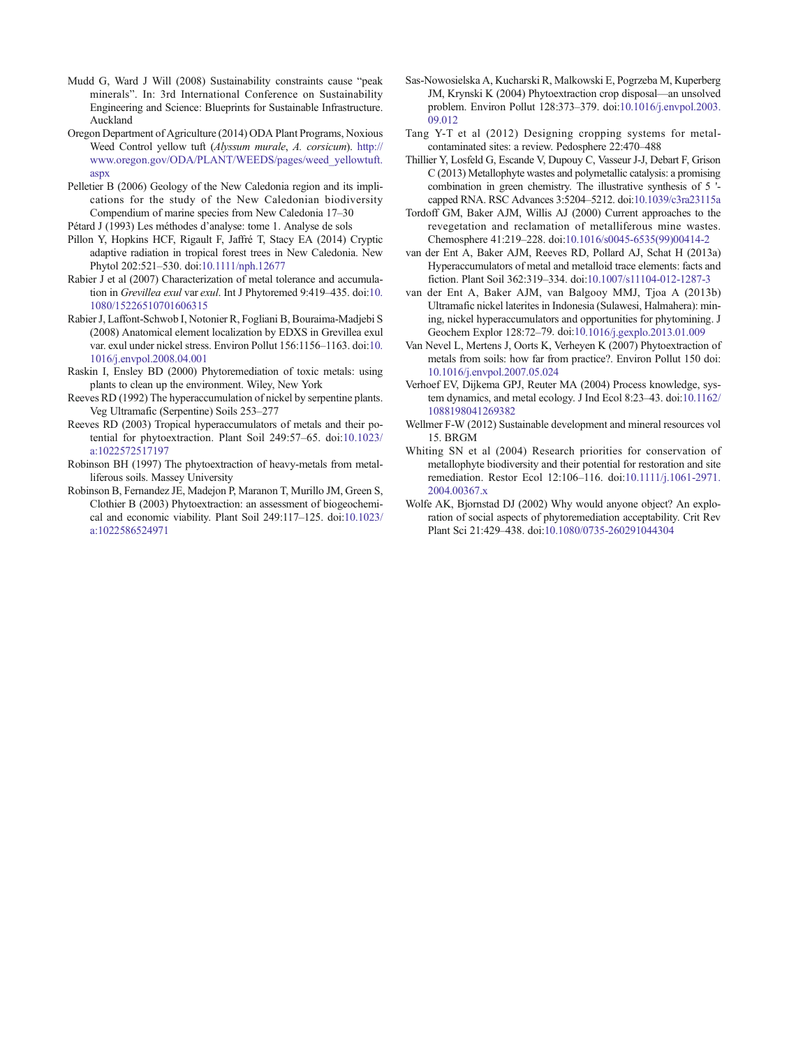Mudd G, Ward J Will (2008) Sustainability constraints cause "peak minerals". In: 3rd International Conference on Sustainability Engineering and Science: Blueprints for Sustainable Infrastructure. Auckland

Oregon Department of Agriculture (2014) ODA Plant Programs, Noxious Weed Control yellow tuft (*Alyssum murale*, *A. corsicum*). http://www.oregon.gov/ODA/PLANT/WEEDS/pages/weed_yellowtuft.aspx

Pelletier B (2006) Geology of the New Caledonia region and its implications for the study of the New Caledonian biodiversity Compendium of marine species from New Caledonia 17–30

Pétard J (1993) Les méthodes d'analyse: tome 1. Analyse de sols

Pillon Y, Hopkins HCF, Rigault F, Jaffré T, Stacy EA (2014) Cryptic adaptive radiation in tropical forest trees in New Caledonia. New Phytol 202:521–530. doi:10.1111/nph.12677

Rabier J et al (2007) Characterization of metal tolerance and accumulation in *Grevillea exul* var *exul*. Int J Phytoremed 9:419–435. doi:10.1080/15226510701606315

Rabier J, Laffont-Schwob I, Notonier R, Fogliani B, Bouraima-Madjebi S (2008) Anatomical element localization by EDXS in Grevillea exul var. exul under nickel stress. Environ Pollut 156:1156–1163. doi:10.1016/j.envpol.2008.04.001

Raskin I, Ensley BD (2000) Phytoremediation of toxic metals: using plants to clean up the environment. Wiley, New York

Reeves RD (1992) The hyperaccumulation of nickel by serpentine plants. Veg Ultramafic (Serpentine) Soils 253–277

Reeves RD (2003) Tropical hyperaccumulators of metals and their potential for phytoextraction. Plant Soil 249:57–65. doi:10.1023/a:1022572517197

Robinson BH (1997) The phytoextraction of heavy-metals from metalliferous soils. Massey University

Robinson B, Fernandez JE, Madejon P, Maranon T, Murillo JM, Green S, Clothier B (2003) Phytoextraction: an assessment of biogeochemical and economic viability. Plant Soil 249:117–125. doi:10.1023/a:1022586524971

Sas-Nowosielska A, Kucharski R, Malkowski E, Pogrzeba M, Kuperberg JM, Krynski K (2004) Phytoextraction crop disposal—an unsolved problem. Environ Pollut 128:373–379. doi:10.1016/j.envpol.2003.09.012

Tang Y-T et al (2012) Designing cropping systems for metal-contaminated sites: a review. Pedosphere 22:470–488

Thillier Y, Losfeld G, Escande V, Dupouy C, Vasseur J-J, Debart F, Grison C (2013) Metallophyte wastes and polymetallic catalysis: a promising combination in green chemistry. The illustrative synthesis of 5 '-capped RNA. RSC Advances 3:5204–5212. doi:10.1039/c3ra23115a

Tordoff GM, Baker AJM, Willis AJ (2000) Current approaches to the revegetation and reclamation of metalliferous mine wastes. Chemosphere 41:219–228. doi:10.1016/s0045-6535(99)00414-2

van der Ent A, Baker AJM, Reeves RD, Pollard AJ, Schat H (2013a) Hyperaccumulators of metal and metalloid trace elements: facts and fiction. Plant Soil 362:319–334. doi:10.1007/s11104-012-1287-3

van der Ent A, Baker AJM, van Balgooy MMJ, Tjoa A (2013b) Ultramafic nickel laterites in Indonesia (Sulawesi, Halmahera): mining, nickel hyperaccumulators and opportunities for phytomining. J Geochem Explor 128:72–79. doi:10.1016/j.gexplo.2013.01.009

Van Nevel L, Mertens J, Oorts K, Verheyen K (2007) Phytoextraction of metals from soils: how far from practice?. Environ Pollut 150 doi:10.1016/j.envpol.2007.05.024

Verhoef EV, Dijkema GPJ, Reuter MA (2004) Process knowledge, system dynamics, and metal ecology. J Ind Ecol 8:23–43. doi:10.1162/1088198041269382

Wellmer F-W (2012) Sustainable development and mineral resources vol 15. BRGM

Whiting SN et al (2004) Research priorities for conservation of metallophyte biodiversity and their potential for restoration and site remediation. Restor Ecol 12:106–116. doi:10.1111/j.1061-2971.2004.00367.x

Wolfe AK, Bjornstad DJ (2002) Why would anyone object? An exploration of social aspects of phytoremediation acceptability. Crit Rev Plant Sci 21:429–438. doi:10.1080/0735-260291044304